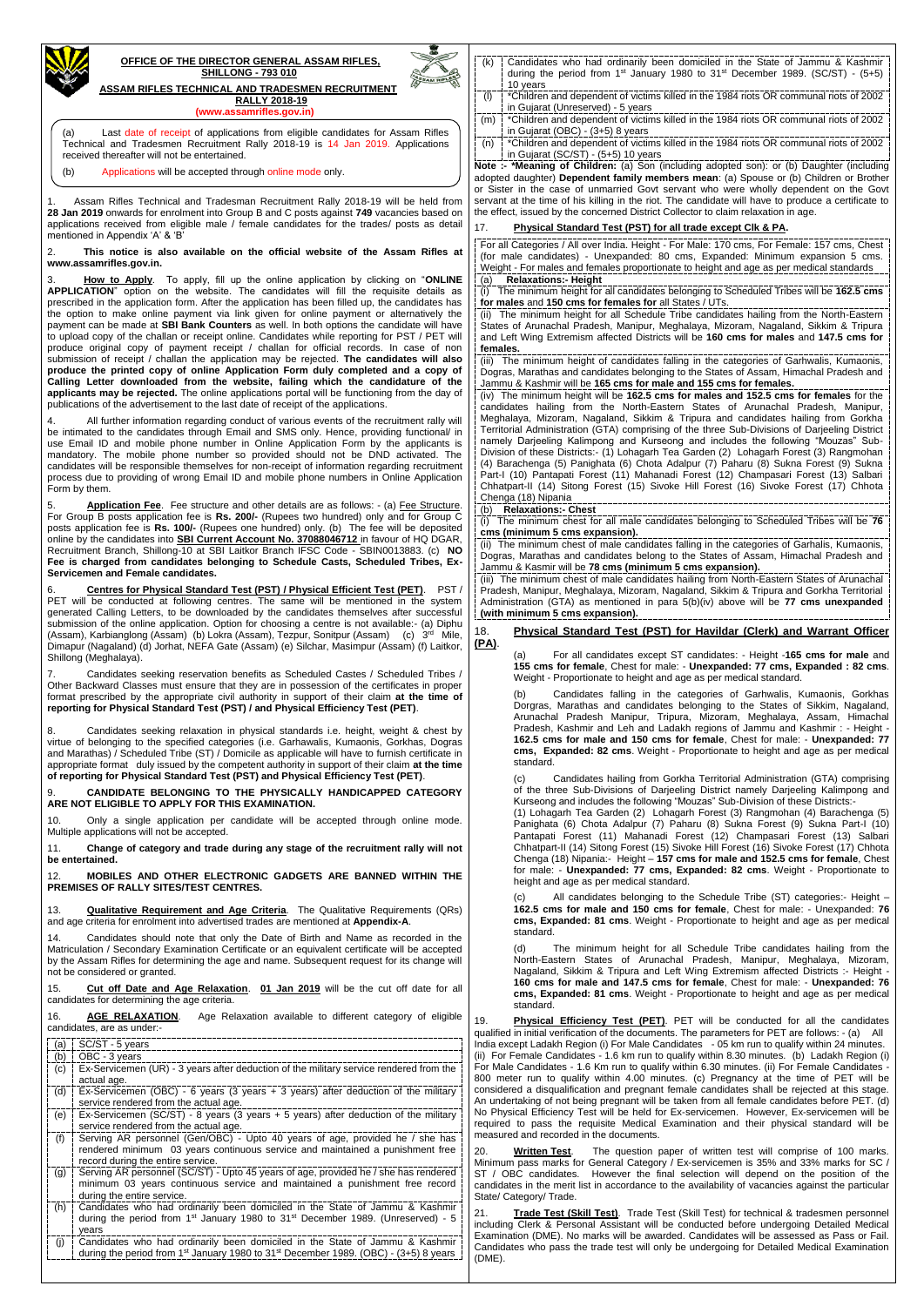**OFFICE OF THE DIRECTOR GENERAL ASSAM RIFLES,**
**SHILLONG - 793 010**

**ASSAM RIFLES TECHNICAL AND TRADESMEN RECRUITMENT RALLY 2018-19**
**(www.assamrifles.gov.in)**

(a) Last date of receipt of applications from eligible candidates for Assam Rifles Technical and Tradesmen Recruitment Rally 2018-19 is 14 Jan 2019. Applications received thereafter will not be entertained.

(b) Applications will be accepted through online mode only.

1. Assam Rifles Technical and Tradesman Recruitment Rally 2018-19 will be held from **28 Jan 2019** onwards for enrolment into Group B and C posts against **749** vacancies based on applications received from eligible male / female candidates for the trades/ posts as detail mentioned in Appendix 'A' & 'B'

2. **This notice is also available on the official website of the Assam Rifles at www.assamrifles.gov.in.**

3. **How to Apply**. To apply, fill up the online application by clicking on "**ONLINE APPLICATION**" option on the website. The candidates will fill the requisite details as prescribed in the application form. After the application has been filled up, the candidates has the option to make online payment via link given for online payment or alternatively the payment can be made at **SBI Bank Counters** as well. In both options the candidate will have to upload copy of the challan or receipt online. Candidates while reporting for PST / PET will produce original copy of payment receipt / challan for official records. In case of non submission of receipt / challan the application may be rejected. **The candidates will also produce the printed copy of online Application Form duly completed and a copy of Calling Letter downloaded from the website, failing which the candidature of the applicants may be rejected.** The online applications portal will be functioning from the day of publications of the advertisement to the last date of receipt of the applications.

4. All further information regarding conduct of various events of the recruitment rally will be intimated to the candidates through Email and SMS only. Hence, providing functional/ in use Email ID and mobile phone number in Online Application Form by the applicants is mandatory. The mobile phone number so provided should not be DND activated. The candidates will be responsible themselves for non-receipt of information regarding recruitment process due to providing of wrong Email ID and mobile phone numbers in Online Application Form by them.

5. **Application Fee**. Fee structure and other details are as follows: - (a) Fee Structure. For Group B posts application fee is **Rs. 200/-** (Rupees two hundred) only and for Group C posts application fee is **Rs. 100/-** (Rupees one hundred) only. (b) The fee will be deposited online by the candidates into **SBI Current Account No. 37088046712** in favour of HQ DGAR, Recruitment Branch, Shillong-10 at SBI Laitkor Branch IFSC Code - SBIN0013883. (c) **NO Fee is charged from candidates belonging to Schedule Castes, Scheduled Tribes, Ex-Servicemen and Female candidates.**

6. **Centres for Physical Standard Test (PST) / Physical Efficient Test (PET)**. PST / PET will be conducted at following centres. The same will be mentioned in the system generated Calling Letters, to be downloaded by the candidates themselves after successful submission of the online application. Option for choosing a centre is not available:- (a) Diphu (Assam), Karbianglong (Assam) (b) Lokra (Assam), Tezpur, Sonitpur (Assam) (c) 3rd Mile, Dimapur (Nagaland) (d) Jorhat, NEFA Gate (Assam) (e) Silchar, Masimpur (Assam) (f) Laitkor, Shillong (Meghalaya).

7. Candidates seeking reservation benefits as Scheduled Castes / Scheduled Tribes / Other Backward Classes must ensure that they are in possession of the certificates in proper format prescribed by the appropriate civil authority in support of their claim **at the time of reporting for Physical Standard Test (PST) / and Physical Efficiency Test (PET)**.

8. Candidates seeking relaxation in physical standards i.e. height, weight & chest by virtue of belonging to the specified categories (i.e. Garhawalis, Kumaonis, Gorkhas, Dogras and Marathas) / Scheduled Tribe (ST) / Domicile as applicable will have to furnish certificate in appropriate format duly issued by the competent authority in support of their claim **at the time of reporting for Physical Standard Test (PST) and Physical Efficiency Test (PET)**.

9. **CANDIDATE BELONGING TO THE PHYSICALLY HANDICAPPED CATEGORY ARE NOT ELIGIBLE TO APPLY FOR THIS EXAMINATION.**

10. Only a single application per candidate will be accepted through online mode. Multiple applications will not be accepted.

11. **Change of category and trade during any stage of the recruitment rally will not be entertained.**

12. **MOBILES AND OTHER ELECTRONIC GADGETS ARE BANNED WITHIN THE PREMISES OF RALLY SITES/TEST CENTRES.**

13. **Qualitative Requirement and Age Criteria**. The Qualitative Requirements (QRs) and age criteria for enrolment into advertised trades are mentioned at **Appendix-A**.

14. Candidates should note that only the Date of Birth and Name as recorded in the Matriculation / Secondary Examination Certificate or an equivalent certificate will be accepted by the Assam Rifles for determining the age and name. Subsequent request for its change will not be considered or granted.

15. **Cut off Date and Age Relaxation**. **01 Jan 2019** will be the cut off date for all candidates for determining the age criteria.

16. **AGE RELAXATION**. Age Relaxation available to different category of eligible candidates, are as under:-

| | |
|---|---|
| (a) | SC/ST - 5 years |
| (b) | OBC - 3 years |
| (c) | Ex-Servicemen (UR) - 3 years after deduction of the military service rendered from the actual age. |
| (d) | Ex-Servicemen (OBC) - 6 years (3 years + 3 years) after deduction of the military service rendered from the actual age. |
| (e) | Ex-Servicemen (SC/ST) - 8 years (3 years + 5 years) after deduction of the military service rendered from the actual age. |
| (f) | Serving AR personnel (Gen/OBC) - Upto 40 years of age, provided he / she has rendered minimum 03 years continuous service and maintained a punishment free record during the entire service. |
| (g) | Serving AR personnel (SC/ST) - Upto 45 years of age, provided he / she has rendered minimum 03 years continuous service and maintained a punishment free record during the entire service. |
| (h) | Candidates who had ordinarily been domiciled in the State of Jammu & Kashmir during the period from 1st January 1980 to 31st December 1989. (Unreserved) - 5 years |
| (j) | Candidates who had ordinarily been domiciled in the State of Jammu & Kashmir during the period from 1st January 1980 to 31st December 1989. (OBC) - (3+5) 8 years |
| (k) | Candidates who had ordinarily been domiciled in the State of Jammu & Kashmir during the period from 1st January 1980 to 31st December 1989. (SC/ST) - (5+5) 10 years |
| (l) | *Children and dependent of victims killed in the 1984 riots OR communal riots of 2002 in Gujarat (Unreserved) - 5 years |
| (m) | *Children and dependent of victims killed in the 1984 riots OR communal riots of 2002 in Gujarat (OBC) - (3+5) 8 years |
| (n) | *Children and dependent of victims killed in the 1984 riots OR communal riots of 2002 in Gujarat (SC/ST) - (5+5) 10 years |

**Note :- *Meaning of Children:** (a) Son (including adopted son): or (b) Daughter (including adopted daughter) **Dependent family members mean**: (a) Spouse or (b) Children or Brother or Sister in the case of unmarried Govt servant who were wholly dependent on the Govt servant at the time of his killing in the riot. The candidate will have to produce a certificate to the effect, issued by the concerned District Collector to claim relaxation in age.

17. **Physical Standard Test (PST) for all trade except Clk & PA.**

| |
|---|
| For all Categories / All over India. Height - For Male: 170 cms, For Female: 157 cms, Chest (for male candidates) - Unexpanded: 80 cms, Expanded: Minimum expansion 5 cms. Weight - For males and females proportionate to height and age as per medical standards |
| (a) **Relaxations:- Height** |
| (i) The minimum height for all candidates belonging to Scheduled Tribes will be **162.5 cms for males** and **150 cms for females for** all States / UTs. |
| (ii) The minimum height for all Schedule Tribe candidates hailing from the North-Eastern States of Arunachal Pradesh, Manipur, Meghalaya, Mizoram, Nagaland, Sikkim & Tripura and Left Wing Extremism affected Districts will be **160 cms for males** and **147.5 cms for females.** |
| (iii) The minimum height of candidates falling in the categories of Garhwalis, Kumaonis, Dogras, Marathas and candidates belonging to the States of Assam, Himachal Pradesh and Jammu & Kashmir will be **165 cms for male and 155 cms for females.** |
| (iv) The minimum height will be **162.5 cms for males and 152.5 cms for females** for the candidates hailing from the North-Eastern States of Arunachal Pradesh, Manipur, Meghalaya, Mizoram, Nagaland, Sikkim & Tripura and candidates hailing from Gorkha Territorial Administration (GTA) comprising of the three Sub-Divisions of Darjeeling District namely Darjeeling Kalimpong and Kurseong and includes the following "Mouzas" Sub-Division of these Districts:- (1) Lohagarh Tea Garden (2) Lohagarh Forest (3) Rangmohan (4) Barachenga (5) Panighata (6) Chota Adalpur (7) Paharu (8) Sukna Forest (9) Sukna Part-I (10) Pantapati Forest (11) Mahanadi Forest (12) Champasari Forest (13) Salbari Chhatpart-II (14) Sitong Forest (15) Sivoke Hill Forest (16) Sivoke Forest (17) Chhota Chenga (18) Nipania |
| (b) **Relaxations:- Chest** |
| (i) The minimum chest for all male candidates belonging to Scheduled Tribes will be **76 cms (minimum 5 cms expansion).** |
| (ii) The minimum chest of male candidates falling in the categories of Garhalis, Kumaonis, Dogras, Marathas and candidates belong to the States of Assam, Himachal Pradesh and Jammu & Kasmir will be **78 cms (minimum 5 cms expansion).** |
| (iii) The minimum chest of male candidates hailing from North-Eastern States of Arunachal Pradesh, Manipur, Meghalaya, Mizoram, Nagaland, Sikkim & Tripura and Gorkha Territorial Administration (GTA) as mentioned in para 5(b)(iv) above will be **77 cms unexpanded (with minimum 5 cms expansion).** |

18. **Physical Standard Test (PST) for Havildar (Clerk) and Warrant Officer (PA)**.

(a) For all candidates except ST candidates: - Height -**165 cms for male** and **155 cms for female**, Chest for male: - **Unexpanded: 77 cms, Expanded : 82 cms**. Weight - Proportionate to height and age as per medical standard.

(b) Candidates falling in the categories of Garhwalis, Kumaonis, Gorkhas Dorgras, Marathas and candidates belonging to the States of Sikkim, Nagaland, Arunachal Pradesh Manipur, Tripura, Mizoram, Meghalaya, Assam, Himachal Pradesh, Kashmir and Leh and Ladakh regions of Jammu and Kashmir : - Height - **162.5 cms for male and 150 cms for female**, Chest for male: - **Unexpanded: 77 cms, Expanded: 82 cms**. Weight - Proportionate to height and age as per medical standard.

(c) Candidates hailing from Gorkha Territorial Administration (GTA) comprising of the three Sub-Divisions of Darjeeling District namely Darjeeling Kalimpong and Kurseong and includes the following "Mouzas" Sub-Division of these Districts:-
(1) Lohagarh Tea Garden (2) Lohagarh Forest (3) Rangmohan (4) Barachenga (5) Panighata (6) Chota Adalpur (7) Paharu (8) Sukna Forest (9) Sukna Part-I (10) Pantapati Forest (11) Mahanadi Forest (12) Champasari Forest (13) Salbari Chhatpart-II (14) Sitong Forest (15) Sivoke Hill Forest (16) Sivoke Forest (17) Chhota Chenga (18) Nipania:- Height – **157 cms for male and 152.5 cms for female**, Chest for male: - **Unexpanded: 77 cms, Expanded: 82 cms**. Weight - Proportionate to height and age as per medical standard.

(c) All candidates belonging to the Schedule Tribe (ST) categories:- Height – **162.5 cms for male and 150 cms for female**, Chest for male: - Unexpanded: **76 cms, Expanded: 81 cms**. Weight - Proportionate to height and age as per medical standard.

(d) The minimum height for all Schedule Tribe candidates hailing from the North-Eastern States of Arunachal Pradesh, Manipur, Meghalaya, Mizoram, Nagaland, Sikkim & Tripura and Left Wing Extremism affected Districts :- Height - **160 cms for male and 147.5 cms for female**, Chest for male: - **Unexpanded: 76 cms, Expanded: 81 cms**. Weight - Proportionate to height and age as per medical standard.

19. **Physical Efficiency Test (PET)**. PET will be conducted for all the candidates qualified in initial verification of the documents. The parameters for PET are follows: - (a) All India except Ladakh Region (i) For Male Candidates - 05 km run to qualify within 24 minutes. (ii) For Female Candidates - 1.6 km run to qualify within 8.30 minutes. (b) Ladakh Region (i) For Male Candidates - 1.6 Km run to qualify within 6.30 minutes. (ii) For Female Candidates - 800 meter run to qualify within 4.00 minutes. (c) Pregnancy at the time of PET will be considered a disqualification and pregnant female candidates shall be rejected at this stage. An undertaking of not being pregnant will be taken from all female candidates before PET. (d) No Physical Efficiency Test will be held for Ex-servicemen. However, Ex-servicemen will be required to pass the requisite Medical Examination and their physical standard will be measured and recorded in the documents.

20. **Written Test**. The question paper of written test will comprise of 100 marks. Minimum pass marks for General Category / Ex-servicemen is 35% and 33% marks for SC / ST / OBC candidates. However the final selection will depend on the position of the candidates in the merit list in accordance to the availability of vacancies against the particular State/ Category/ Trade.

21. **Trade Test (Skill Test)**. Trade Test (Skill Test) for technical & tradesmen personnel including Clerk & Personal Assistant will be conducted before undergoing Detailed Medical Examination (DME). No marks will be awarded. Candidates will be assessed as Pass or Fail. Candidates who pass the trade test will only be undergoing for Detailed Medical Examination (DME).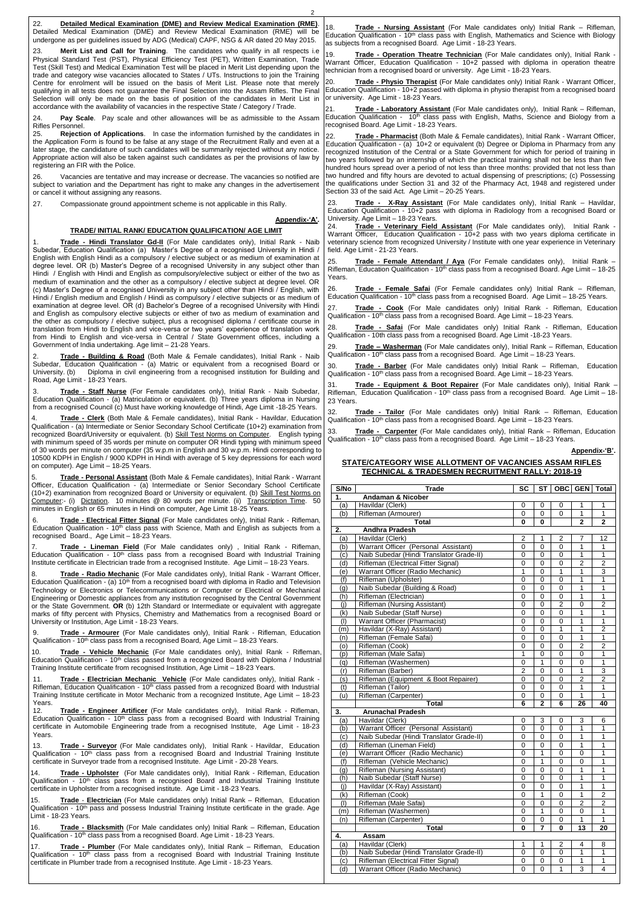22. **Detailed Medical Examination (DME) and Review Medical Examination (RME)**. Detailed Medical Examination (DME) and Review Medical Examination (RME) will be undergone as per guidelines issued by ADG (Medical) CAPF, NSG & AR dated 20 May 2015.

23. **Merit List and Call for Training**. The candidates who qualify in all respects i.e Physical Standard Test (PST), Physical Efficiency Test (PET), Written Examination, Trade Test (Skill Test) and Medical Examination Test will be placed in Merit List depending upon the trade and category wise vacancies allocated to States / UTs. Instructions to join the Training Centre for enrolment will be issued on the basis of Merit List. Please note that merely qualifying in all tests does not guarantee the Final Selection into the Assam Rifles. The Final Selection will only be made on the basis of position of the candidates in Merit List in accordance with the availability of vacancies in the respective State / Category / Trade.

24. **Pay Scale**. Pay scale and other allowances will be as admissible to the Assam Rifles Personnel.

25. **Rejection of Applications**. In case the information furnished by the candidates in the Application Form is found to be false at any stage of the Recruitment Rally and even at a later stage, the candidature of such candidates will be summarily rejected without any notice. Appropriate action will also be taken against such candidates as per the provisions of law by registering an FIR with the Police.

26. Vacancies are tentative and may increase or decrease. The vacancies so notified are subject to variation and the Department has right to make any changes in the advertisement or cancel it without assigning any reasons.

27. Compassionate ground appointment scheme is not applicable in this Rally.

**Appendix-'A'.**

## TRADE/ INITIAL RANK/ EDUCATION QUALIFICATION/ AGE LIMIT

1. **Trade - Hindi Translator Gd-II** (For Male candidates only), Initial Rank - Naib Subedar, Education Qualification (a) Master's Degree of a recognised University in Hindi / English with English Hindi as a compulsory / elective subject or as medium of examination at degree level. OR (b) Master's Degree of a recognised University in any subject other than Hindi / English with Hindi and English as compulsory/elective subject or either of the two as medium of examination and the other as compulsory / elective subject at degree level. OR (c) Master's Degree of a recognised University in any subject other than Hindi / English, with Hindi / English medium and English / Hindi as compulsory / elective subjects or as medium of examination at degree level. OR (d) Bachelor's Degree of a recognised University with Hindi and English as compulsory elective subjects or either of two as medium of examination and the other as compulsory / elective subject, plus a recognised diploma / certificate course in translation from Hindi to English and vice-versa or two years' experience of translation work from Hindi to English and vice-versa in Central / State Government offices, including a Government of India undertaking. Age limit – 21-28 Years.

2. **Trade - Building & Road** (Both Male & Female candidates), Initial Rank - Naib Subedar, Education Qualification - (a) Matric or equivalent from a recognised Board or University. (b) Diploma in civil engineering from a recognised institution for Building and Road, Age Limit - 18-23 Years.

3. **Trade - Staff Nurse** (For Female candidates only), Initial Rank - Naib Subedar, Education Qualification - (a) Matriculation or equivalent. (b) Three years diploma in Nursing from a recognised Council (c) Must have working knowledge of Hindi, Age Limit -18-25 Years.

4. **Trade - Clerk** (Both Male & Female candidates), Initial Rank - Havildar, Education Qualification - (a) Intermediate or Senior Secondary School Certificate (10+2) examination from recognized Board/University or equivalent. (b) Skill Test Norms on Computer. English typing with minimum speed of 35 words per minute on computer OR Hindi typing with minimum speed of 30 words per minute on computer (35 w.p.m in English and 30 w.p.m. Hindi corresponding to 10500 KDPH in English / 9000 KDPH in Hindi with average of 5 key depressions for each word on computer). Age Limit – 18-25 Years.

5. **Trade - Personal Assistant** (Both Male & Female candidates), Initial Rank - Warrant Officer, Education Qualification - (a) Intermediate or Senior Secondary School Certificate (10+2) examination from recognized Board or University or equivalent. (b) Skill Test Norms on Computer:- (i) Dictation. 10 minutes @ 80 words per minute. (ii) Transcription Time. 50 minutes in English or 65 minutes in Hindi on computer, Age Limit 18-25 Years.

6. **Trade - Electrical Fitter Signal** (For Male candidates only), Initial Rank - Rifleman, Education Qualification - 10th class pass with Science, Math and English as subjects from a recognised Board., Age Limit – 18-23 Years.

7. **Trade - Lineman Field** (For Male candidates only) , Initial Rank - Rifleman, Education Qualification - 10th class pass from a recognised Board with Industrial Training Institute certificate in Electrician trade from a recognised Institute. Age Limit – 18-23 Years.

8. **Trade - Radio Mechanic** (For Male candidates only), Initial Rank - Warrant Officer, Education Qualification - (a) 10th from a recognised board with diploma in Radio and Television Technology or Electronics or Telecommunications or Computer or Electrical or Mechanical Engineering or Domestic appliances from any institution recognised by the Central Government or the State Government. **OR** (b) 12th Standard or Intermediate or equivalent with aggregate marks of fifty percent with Physics, Chemistry and Mathematics from a recognised Board or University or Institution, Age Limit - 18-23 Years.

9. **Trade - Armourer** (For Male candidates only), Initial Rank - Rifleman, Education Qualification - 10th class pass from a recognised Board, Age Limit – 18-23 Years.

10. **Trade - Vehicle Mechanic** (For Male candidates only), Initial Rank - Rifleman, Education Qualification - 10th class passed from a recognized Board with Diploma / Industrial Training Institute certificate from recognised Institution, Age Limit – 18-23 Years.

11. **Trade - Electrician Mechanic Vehicle** (For Male candidates only), Initial Rank - Rifleman, Education Qualification - 10th class passed from a recognized Board with Industrial Training Institute certificate in Motor Mechanic from a recognized Institute, Age Limit – 18-23 Years.

12. **Trade - Engineer Artificer** (For Male candidates only), Initial Rank - Rifleman, Education Qualification - 10th class pass from a recognised Board with Industrial Training certificate in Automobile Engineering trade from a recognised Institute, Age Limit - 18-23 Years.

13. **Trade - Surveyor** (For Male candidates only), Initial Rank - Havildar, Education Qualification - 10th class pass from a recognised Board and Industrial Training Institute certificate in Surveyor trade from a recognised Institute. Age Limit - 20-28 Years.

14. **Trade - Upholster** (For Male candidates only), Initial Rank - Rifleman, Education Qualification - 10th class pass from a recognised Board and Industrial Training Institute certificate in Upholster from a recognised institute. Age Limit - 18-23 Years.

15. **Trade - Electrician** (For Male candidates only) Initial Rank – Rifleman, Education Qualification - 10th pass and possess Industrial Training Institute certificate in the grade. Age Limit - 18-23 Years.

16. **Trade - Blacksmith** (For Male candidates only) Initial Rank – Rifleman, Education Qualification - 10th class pass from a recognised Board. Age Limit - 18-23 Years.

17. **Trade - Plumber** (For Male candidates only), Initial Rank – Rifleman, Education Qualification - 10th class pass from a recognised Board with Industrial Training Institute certificate in Plumber trade from a recognised Institute. Age Limit - 18-23 Years.

18. **Trade - Nursing Assistant** (For Male candidates only) Initial Rank – Rifleman, Education Qualification - 10th class pass with English, Mathematics and Science with Biology as subjects from a recognised Board. Age Limit - 18-23 Years.

19. **Trade - Operation Theatre Technician** (For Male candidates only), Initial Rank - Warrant Officer, Education Qualification - 10+2 passed with diploma in operation theatre technician from a recognised board or university. Age Limit - 18-23 Years.

20. **Trade - Physio Therapist** (For Male candidates only) Initial Rank - Warrant Officer, Education Qualification - 10+2 passed with diploma in physio therapist from a recognised board or university. Age Limit - 18-23 Years.

21. **Trade - Laboratory Assistant** (For Male candidates only), Initial Rank – Rifleman, Education Qualification - 10th class pass with English, Maths, Science and Biology from a recognised Board. Age Limit - 18-23 Years.

22. **Trade - Pharmacist** (Both Male & Female candidates), Initial Rank - Warrant Officer, Education Qualification - (a) 10+2 or equivalent (b) Degree or Diploma in Pharmacy from any recognized Institution of the Central or a State Government for which for period of training in two years followed by an internship of which the practical training shall not be less than five hundred hours spread over a period of not less than three months: provided that not less than two hundred and fifty hours are devoted to actual dispensing of prescriptions; (c) Possessing the qualifications under Section 31 and 32 of the Pharmacy Act, 1948 and registered under Section 33 of the said Act. Age Limit – 20-25 Years.

23. **Trade - X-Ray Assistant** (For Male candidates only), Initial Rank – Havildar, Education Qualification - 10+2 pass with diploma in Radiology from a recognised Board or University. Age Limit – 18-23 Years.

24. **Trade - Veterinary Field Assistant** (For Male candidates only), Initial Rank - Warrant Officer, Education Qualification - 10+2 pass with two years diploma certificate in veterinary science from recognized University / Institute with one year experience in Veterinary field. Age Limit - 21-23 Years.

25. **Trade - Female Attendant / Aya** (For Female candidates only), Initial Rank – Rifleman, Education Qualification - 10th class pass from a recognised Board. Age Limit – 18-25 Years.

26. **Trade - Female Safai** (For Female candidates only) Initial Rank – Rifleman, Education Qualification - 10th class pass from a recognised Board. Age Limit – 18-25 Years.

27. **Trade - Cook** (For Male candidates only) Initial Rank - Rifleman, Education Qualification - 10th class pass from a recognised Board. Age Limit – 18-23 Years.

28. **Trade - Safai** (For Male candidates only) Initial Rank - Rifleman, Education Qualification - 10th class pass from a recognised Board. Age Limit -18-23 Years.

29. **Trade – Washerman** (For Male candidates only), Initial Rank – Rifleman, Education Qualification - 10th class pass from a recognised Board. Age Limit – 18-23 Years.

30. **Trade - Barber** (For Male candidates only) Initial Rank – Rifleman, Education Qualification - 10th class pass from a recognised Board. Age Limit – 18-23 Years.

31. **Trade - Equipment & Boot Repairer** (For Male candidates only), Initial Rank – Rifleman, Education Qualification - 10th class pass from a recognised Board. Age Limit – 18-23 Years.

32. **Trade - Tailor** (For Male candidates only) Initial Rank – Rifleman, Education Qualification - 10th class pass from a recognised Board. Age Limit – 18-23 Years.

33. **Trade - Carpenter** (For Male candidates only), Initial Rank – Rifleman, Education Qualification - 10th class pass from a recognised Board. Age Limit – 18-23 Years.

**Appendix-'B'.**

## STATE/CATEGORY WISE ALLOTMENT OF VACANCIES ASSAM RIFLES TECHNICAL & TRADESMEN RECRUITMENT RALLY: 2018-19

| S/No | Trade | SC | ST | OBC | GEN | Total |
|---|---|---|---|---|---|---|
| **1.** | **Andaman & Nicober** | | | | | |
| (a) | Havildar (Clerk) | 0 | 0 | 0 | 1 | 1 |
| (b) | Rifleman (Armourer) | 0 | 0 | 0 | 1 | 1 |
| | **Total** | **0** | **0** | | **2** | **2** |
| **2.** | **Andhra Pradesh** | | | | | |
| (a) | Havildar (Clerk) | 2 | 1 | 2 | 7 | 12 |
| (b) | Warrant Officer (Personal Assistant) | 0 | 0 | 0 | 1 | 1 |
| (c) | Naib Subedar (Hindi Translator Grade-II) | 0 | 0 | 0 | 1 | 1 |
| (d) | Rifleman (Electrical Fitter Signal) | 0 | 0 | 0 | 2 | 2 |
| (e) | Warrant Officer (Radio Mechanic) | 1 | 0 | 1 | 1 | 3 |
| (f) | Rifleman (Upholster) | 0 | 0 | 0 | 1 | 1 |
| (g) | Naib Subedar (Building & Road) | 0 | 0 | 0 | 1 | 1 |
| (h) | Rifleman (Electrician) | 0 | 0 | 0 | 1 | 1 |
| (j) | Rifleman (Nursing Assistant) | 0 | 0 | 2 | 0 | 2 |
| (k) | Naib Subedar (Staff Nurse) | 0 | 0 | 0 | 1 | 1 |
| (l) | Warrant Officer (Pharmacist) | 0 | 0 | 0 | 1 | 1 |
| (m) | Havildar (X-Ray) Assistant) | 0 | 0 | 1 | 1 | 2 |
| (n) | Rifleman (Female Safai) | 0 | 0 | 0 | 1 | 1 |
| (o) | Rifleman (Cook) | 0 | 0 | 0 | 2 | 2 |
| (p) | Rifleman (Male Safai) | 1 | 0 | 0 | 0 | 1 |
| (q) | Rifleman (Washermen) | 0 | 1 | 0 | 0 | 1 |
| (r) | Rifleman (Barber) | 2 | 0 | 0 | 1 | 3 |
| (s) | Rifleman (Equipment & Boot Repairer) | 0 | 0 | 0 | 2 | 2 |
| (t) | Rifleman (Tailor) | 0 | 0 | 0 | 1 | 1 |
| (u) | Rifleman (Carpenter) | 0 | 0 | 0 | 1 | 1 |
| | **Total** | **6** | **2** | **6** | **26** | **40** |
| **3.** | **Arunachal Pradesh** | | | | | |
| (a) | Havildar (Clerk) | 0 | 3 | 0 | 3 | 6 |
| (b) | Warrant Officer (Personal Assistant) | 0 | 0 | 0 | 1 | 1 |
| (c) | Naib Subedar (Hindi Translator Grade-II) | 0 | 0 | 0 | 1 | 1 |
| (d) | Rifleman (Lineman Field) | 0 | 0 | 0 | 1 | 1 |
| (e) | Warrant Officer (Radio Mechanic) | 0 | 1 | 0 | 0 | 1 |
| (f) | Rifleman (Vehicle Mechanic) | 0 | 1 | 0 | 0 | 1 |
| (g) | Rifleman (Nursing Assistant) | 0 | 0 | 0 | 1 | 1 |
| (h) | Naib Subedar (Staff Nurse) | 0 | 0 | 0 | 1 | 1 |
| (j) | Havildar (X-Ray) Assistant) | 0 | 0 | 0 | 1 | 1 |
| (k) | Rifleman (Cook) | 0 | 1 | 0 | 1 | 2 |
| (l) | Rifleman (Male Safai) | 0 | 0 | 0 | 2 | 2 |
| (m) | Rifleman (Washermen) | 0 | 1 | 0 | 0 | 1 |
| (n) | Rifleman (Carpenter) | 0 | 0 | 0 | 1 | 1 |
| | **Total** | **0** | **7** | **0** | **13** | **20** |
| **4.** | **Assam** | | | | | |
| (a) | Havildar (Clerk) | 1 | 1 | 2 | 4 | 8 |
| (b) | Naib Subedar (Hindi Translator Grade-II) | 0 | 0 | 0 | 1 | 1 |
| (c) | Rifleman (Electrical Fitter Signal) | 0 | 0 | 0 | 1 | 1 |
| (d) | Warrant Officer (Radio Mechanic) | 0 | 0 | 1 | 3 | 4 |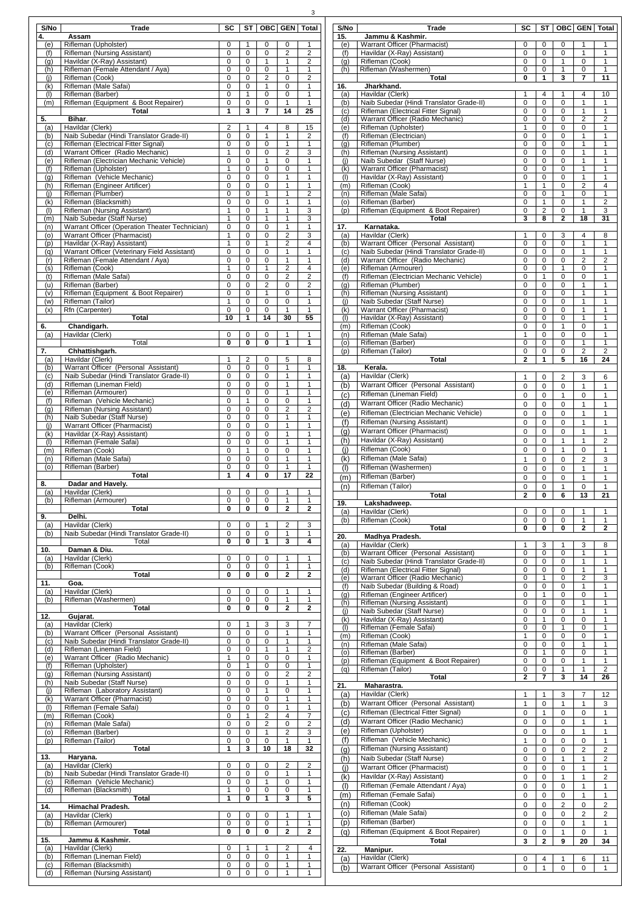| S/No | Trade | SC | ST | OBC | GEN | Total |
|---|---|---|---|---|---|---|
| 4. | **Assam** | | | | | |
| (e) | Rifleman (Upholster) | 0 | 1 | 0 | 0 | 1 |
| (f) | Rifleman (Nursing Assistant) | 0 | 0 | 0 | 2 | 2 |
| (g) | Havildar (X-Ray) Assistant) | 0 | 0 | 1 | 1 | 2 |
| (h) | Rifleman (Female Attendant / Aya) | 0 | 0 | 0 | 1 | 1 |
| (j) | Rifleman (Cook) | 0 | 0 | 2 | 0 | 2 |
| (k) | Rifleman (Male Safai) | 0 | 0 | 1 | 0 | 1 |
| (l) | Rifleman (Barber) | 0 | 1 | 0 | 0 | 1 |
| (m) | Rifleman (Equipment & Boot Repairer) | 0 | 0 | 0 | 1 | 1 |
| | **Total** | **1** | **3** | **7** | **14** | **25** |
| 5. | **Bihar**. | | | | | |
| (a) | Havildar (Clerk) | 2 | 1 | 4 | 8 | 15 |
| (b) | Naib Subedar (Hindi Translator Grade-II) | 0 | 0 | 1 | 1 | 2 |
| (c) | Rifleman (Electrical Fitter Signal) | 0 | 0 | 0 | 1 | 1 |
| (d) | Warrant Officer (Radio Mechanic) | 1 | 0 | 0 | 2 | 3 |
| (e) | Rifleman (Electrician Mechanic Vehicle) | 0 | 0 | 1 | 0 | 1 |
| (f) | Rifleman (Upholster) | 1 | 0 | 0 | 0 | 1 |
| (g) | Rifleman (Vehicle Mechanic) | 0 | 0 | 0 | 1 | 1 |
| (h) | Rifleman (Engineer Artificer) | 0 | 0 | 0 | 1 | 1 |
| (j) | Rifleman (Plumber) | 0 | 0 | 1 | 1 | 2 |
| (k) | Rifleman (Blacksmith) | 0 | 0 | 0 | 1 | 1 |
| (l) | Rifleman (Nursing Assistant) | 1 | 0 | 1 | 1 | 3 |
| (m) | Naib Subedar (Staff Nurse) | 1 | 0 | 1 | 1 | 3 |
| (n) | Warrant Officer (Operation Theater Technician) | 0 | 0 | 0 | 1 | 1 |
| (o) | Warrant Officer (Pharmacist) | 1 | 0 | 0 | 2 | 3 |
| (p) | Havildar (X-Ray) Assistant) | 1 | 0 | 1 | 2 | 4 |
| (q) | Warrant Officer (Veterinary Field Assistant) | 0 | 0 | 0 | 1 | 1 |
| (r) | Rifleman (Female Attendant / Aya) | 0 | 0 | 0 | 1 | 1 |
| (s) | Rifleman (Cook) | 1 | 0 | 1 | 2 | 4 |
| (t) | Rifleman (Male Safai) | 0 | 0 | 0 | 2 | 2 |
| (u) | Rifleman (Barber) | 0 | 0 | 2 | 0 | 2 |
| (v) | Rifleman (Equipment & Boot Repairer) | 0 | 0 | 1 | 0 | 1 |
| (w) | Rifleman (Tailor) | 1 | 0 | 0 | 0 | 1 |
| (x) | Rfn (Carpenter) | 0 | 0 | 0 | 1 | 1 |
| | **Total** | **10** | **1** | **14** | **30** | **55** |
| 6. | **Chandigarh.** | | | | | |
| (a) | Havildar (Clerk) | 0 | 0 | 0 | 1 | 1 |
| | Total | **0** | **0** | **0** | **1** | **1** |
| 7. | **Chhattishgarh.** | | | | | |
| (a) | Havildar (Clerk) | 1 | 2 | 0 | 5 | 8 |
| (b) | Warrant Officer (Personal Assistant) | 0 | 0 | 0 | 1 | 1 |
| (c) | Naib Subedar (Hindi Translator Grade-II) | 0 | 0 | 0 | 1 | 1 |
| (d) | Rifleman (Lineman Field) | 0 | 0 | 0 | 1 | 1 |
| (e) | Rifleman (Armourer) | 0 | 0 | 0 | 1 | 1 |
| (f) | Rifleman (Vehicle Mechanic) | 0 | 1 | 0 | 0 | 1 |
| (g) | Rifleman (Nursing Assistant) | 0 | 0 | 0 | 2 | 2 |
| (h) | Naib Subedar (Staff Nurse) | 0 | 0 | 0 | 1 | 1 |
| (j) | Warrant Officer (Pharmacist) | 0 | 0 | 0 | 1 | 1 |
| (k) | Havildar (X-Ray) Assistant) | 0 | 0 | 0 | 1 | 1 |
| (l) | Rifleman (Female Safai) | 0 | 0 | 0 | 1 | 1 |
| (m) | Rifleman (Cook) | 0 | 1 | 0 | 0 | 1 |
| (n) | Rifleman (Male Safai) | 0 | 0 | 0 | 1 | 1 |
| (o) | Rifleman (Barber) | 0 | 0 | 0 | 1 | 1 |
| | **Total** | **1** | **4** | **0** | **17** | **22** |
| 8. | **Dadar and Havely.** | | | | | |
| (a) | Havildar (Clerk) | 0 | 0 | 0 | 1 | 1 |
| (b) | Rifleman (Armourer) | 0 | 0 | 0 | 1 | 1 |
| | **Total** | **0** | **0** | **0** | **2** | **2** |
| 9. | **Delhi.** | | | | | |
| (a) | Havildar (Clerk) | 0 | 0 | 1 | 2 | 3 |
| (b) | Naib Subedar (Hindi Translator Grade-II) | 0 | 0 | 0 | 1 | 1 |
| | Total | **0** | **0** | **1** | **3** | **4** |
| 10. | **Daman & Diu.** | | | | | |
| (a) | Havildar (Clerk) | 0 | 0 | 0 | 1 | 1 |
| (b) | Rifleman (Cook) | 0 | 0 | 0 | 1 | 1 |
| | **Total** | **0** | **0** | **0** | **2** | **2** |
| 11. | **Goa.** | | | | | |
| (a) | Havildar (Clerk) | 0 | 0 | 0 | 1 | 1 |
| (b) | Rifleman (Washermen) | 0 | 0 | 0 | 1 | 1 |
| | **Total** | **0** | **0** | **0** | **2** | **2** |
| 12. | **Gujarat.** | | | | | |
| (a) | Havildar (Clerk) | 0 | 1 | 3 | 3 | 7 |
| (b) | Warrant Officer (Personal Assistant) | 0 | 0 | 0 | 1 | 1 |
| (c) | Naib Subedar (Hindi Translator Grade-II) | 0 | 0 | 0 | 1 | 1 |
| (d) | Rifleman (Lineman Field) | 0 | 0 | 1 | 1 | 2 |
| (e) | Warrant Officer (Radio Mechanic) | 1 | 0 | 0 | 0 | 1 |
| (f) | Rifleman (Upholster) | 0 | 1 | 0 | 0 | 1 |
| (g) | Rifleman (Nursing Assistant) | 0 | 0 | 0 | 2 | 2 |
| (h) | Naib Subedar (Staff Nurse) | 0 | 0 | 0 | 1 | 1 |
| (j) | Rifleman (Laboratory Assistant) | 0 | 0 | 1 | 0 | 1 |
| (k) | Warrant Officer (Pharmacist) | 0 | 0 | 0 | 1 | 1 |
| (l) | Rifleman (Female Safai) | 0 | 0 | 0 | 1 | 1 |
| (m) | Rifleman (Cook) | 0 | 1 | 2 | 4 | 7 |
| (n) | Rifleman (Male Safai) | 0 | 0 | 2 | 0 | 2 |
| (o) | Rifleman (Barber) | 0 | 0 | 1 | 2 | 3 |
| (p) | Rifleman (Tailor) | 0 | 0 | 0 | 1 | 1 |
| | **Total** | **1** | **3** | **10** | **18** | **32** |
| 13. | **Haryana.** | | | | | |
| (a) | Havildar (Clerk) | 0 | 0 | 0 | 2 | 2 |
| (b) | Naib Subedar (Hindi Translator Grade-II) | 0 | 0 | 0 | 1 | 1 |
| (c) | Rifleman (Vehicle Mechanic) | 0 | 0 | 1 | 0 | 1 |
| (d) | Rifleman (Blacksmith) | 1 | 0 | 0 | 0 | 1 |
| | **Total** | **1** | **0** | **1** | **3** | **5** |
| 14. | **Himachal Pradesh.** | | | | | |
| (a) | Havildar (Clerk) | 0 | 0 | 0 | 1 | 1 |
| (b) | Rifleman (Armourer) | 0 | 0 | 0 | 1 | 1 |
| | **Total** | **0** | **0** | **0** | **2** | **2** |
| 15. | **Jammu & Kashmir.** | | | | | |
| (a) | Havildar (Clerk) | 0 | 1 | 1 | 2 | 4 |
| (b) | Rifleman (Lineman Field) | 0 | 0 | 0 | 1 | 1 |
| (c) | Rifleman (Blacksmith) | 0 | 0 | 0 | 1 | 1 |
| (d) | Rifleman (Nursing Assistant) | 0 | 0 | 0 | 1 | 1 |
| (e) | Warrant Officer (Pharmacist) | 0 | 0 | 0 | 1 | 1 |
| (f) | Havildar (X-Ray) Assistant) | 0 | 0 | 0 | 1 | 1 |
| (g) | Rifleman (Cook) | 0 | 0 | 1 | 0 | 1 |
| (h) | Rifleman (Washermen) | 0 | 0 | 1 | 0 | 1 |
| | **Total** | **0** | **1** | **3** | **7** | **11** |
| 16. | **Jharkhand.** | | | | | |
| (a) | Havildar (Clerk) | 1 | 4 | 1 | 4 | 10 |
| (b) | Naib Subedar (Hindi Translator Grade-II) | 0 | 0 | 0 | 1 | 1 |
| (c) | Rifleman (Electrical Fitter Signal) | 0 | 0 | 0 | 1 | 1 |
| (d) | Warrant Officer (Radio Mechanic) | 0 | 0 | 0 | 2 | 2 |
| (e) | Rifleman (Upholster) | 1 | 0 | 0 | 0 | 1 |
| (f) | Rifleman (Electrician) | 0 | 0 | 0 | 1 | 1 |
| (g) | Rifleman (Plumber) | 0 | 0 | 0 | 1 | 1 |
| (h) | Rifleman (Nursing Assistant) | 0 | 0 | 0 | 1 | 1 |
| (j) | Naib Subedar (Staff Nurse) | 0 | 0 | 0 | 1 | 1 |
| (k) | Warrant Officer (Pharmacist) | 0 | 0 | 0 | 1 | 1 |
| (l) | Havildar (X-Ray) Assistant) | 0 | 0 | 0 | 1 | 1 |
| (m) | Rifleman (Cook) | 1 | 1 | 0 | 2 | 4 |
| (n) | Rifleman (Male Safai) | 0 | 0 | 1 | 0 | 1 |
| (o) | Rifleman (Barber) | 0 | 1 | 0 | 1 | 2 |
| (p) | Rifleman (Equipment & Boot Repairer) | 0 | 2 | 0 | 1 | 3 |
| | **Total** | **3** | **8** | **2** | **18** | **31** |
| 17. | **Karnataka.** | | | | | |
| (a) | Havildar (Clerk) | 1 | 0 | 3 | 4 | 8 |
| (b) | Warrant Officer (Personal Assistant) | 0 | 0 | 0 | 1 | 1 |
| (c) | Naib Subedar (Hindi Translator Grade-II) | 0 | 0 | 0 | 1 | 1 |
| (d) | Warrant Officer (Radio Mechanic) | 0 | 0 | 0 | 2 | 2 |
| (e) | Rifleman (Armourer) | 0 | 0 | 1 | 0 | 1 |
| (f) | Rifleman (Electrician Mechanic Vehicle) | 0 | 1 | 0 | 0 | 1 |
| (g) | Rifleman (Plumber) | 0 | 0 | 0 | 1 | 1 |
| (h) | Rifleman (Nursing Assistant) | 0 | 0 | 0 | 1 | 1 |
| (j) | Naib Subedar (Staff Nurse) | 0 | 0 | 0 | 1 | 1 |
| (k) | Warrant Officer (Pharmacist) | 0 | 0 | 0 | 1 | 1 |
| (l) | Havildar (X-Ray) Assistant) | 0 | 0 | 0 | 1 | 1 |
| (m) | Rifleman (Cook) | 0 | 0 | 1 | 0 | 1 |
| (n) | Rifleman (Male Safai) | 1 | 0 | 0 | 0 | 1 |
| (o) | Rifleman (Barber) | 0 | 0 | 0 | 1 | 1 |
| (p) | Rifleman (Tailor) | 0 | 0 | 0 | 2 | 2 |
| | **Total** | **2** | **1** | **5** | **16** | **24** |
| 18. | **Kerala.** | | | | | |
| (a) | Havildar (Clerk) | 1 | 0 | 2 | 3 | 6 |
| (b) | Warrant Officer (Personal Assistant) | 0 | 0 | 0 | 1 | 1 |
| (c) | Rifleman (Lineman Field) | 0 | 0 | 1 | 0 | 1 |
| (d) | Warrant Officer (Radio Mechanic) | 0 | 0 | 0 | 1 | 1 |
| (e) | Rifleman (Electrician Mechanic Vehicle) | 0 | 0 | 0 | 1 | 1 |
| (f) | Rifleman (Nursing Assistant) | 0 | 0 | 0 | 1 | 1 |
| (g) | Warrant Officer (Pharmacist) | 0 | 0 | 0 | 1 | 1 |
| (h) | Havildar (X-Ray) Assistant) | 0 | 0 | 1 | 1 | 2 |
| (j) | Rifleman (Cook) | 0 | 0 | 1 | 0 | 1 |
| (k) | Rifleman (Male Safai) | 1 | 0 | 0 | 2 | 3 |
| (l) | Rifleman (Washermen) | 0 | 0 | 0 | 1 | 1 |
| (m) | Rifleman (Barber) | 0 | 0 | 0 | 1 | 1 |
| (n) | Rifleman (Tailor) | 0 | 0 | 1 | 0 | 1 |
| | **Total** | **2** | **0** | **6** | **13** | **21** |
| 19. | **Lakshadweep.** | | | | | |
| (a) | Havildar (Clerk) | 0 | 0 | 0 | 1 | 1 |
| (b) | Rifleman (Cook) | 0 | 0 | 0 | 1 | 1 |
| | **Total** | **0** | **0** | **0** | **2** | **2** |
| 20. | **Madhya Pradesh.** | | | | | |
| (a) | Havildar (Clerk) | 1 | 3 | 1 | 3 | 8 |
| (b) | Warrant Officer (Personal Assistant) | 0 | 0 | 0 | 1 | 1 |
| (c) | Naib Subedar (Hindi Translator Grade-II) | 0 | 0 | 0 | 1 | 1 |
| (d) | Rifleman (Electrical Fitter Signal) | 0 | 0 | 0 | 1 | 1 |
| (e) | Warrant Officer (Radio Mechanic) | 0 | 1 | 0 | 2 | 3 |
| (f) | Naib Subedar (Building & Road) | 0 | 0 | 0 | 1 | 1 |
| (g) | Rifleman (Engineer Artificer) | 0 | 1 | 0 | 0 | 1 |
| (h) | Rifleman (Nursing Assistant) | 0 | 0 | 0 | 1 | 1 |
| (j) | Naib Subedar (Staff Nurse) | 0 | 0 | 0 | 1 | 1 |
| (k) | Havildar (X-Ray) Assistant) | 0 | 1 | 0 | 0 | 1 |
| (l) | Rifleman (Female Safai) | 0 | 0 | 1 | 0 | 1 |
| (m) | Rifleman (Cook) | 1 | 0 | 0 | 0 | 1 |
| (n) | Rifleman (Male Safai) | 0 | 0 | 0 | 1 | 1 |
| (o) | Rifleman (Barber) | 0 | 1 | 0 | 0 | 1 |
| (p) | Rifleman (Equipment & Boot Repairer) | 0 | 0 | 0 | 1 | 1 |
| (q) | Rifleman (Tailor) | 0 | 0 | 1 | 1 | 2 |
| | **Total** | **2** | **7** | **3** | **14** | **26** |
| 21. | **Maharastra.** | | | | | |
| (a) | Havildar (Clerk) | 1 | 1 | 3 | 7 | 12 |
| (b) | Warrant Officer (Personal Assistant) | 1 | 0 | 1 | 1 | 3 |
| (c) | Rifleman (Electrical Fitter Signal) | 0 | 1 | 0 | 0 | 1 |
| (d) | Warrant Officer (Radio Mechanic) | 0 | 0 | 0 | 1 | 1 |
| (e) | Rifleman (Upholster) | 0 | 0 | 0 | 1 | 1 |
| (f) | Rifleman (Vehicle Mechanic) | 1 | 0 | 0 | 0 | 1 |
| (g) | Rifleman (Nursing Assistant) | 0 | 0 | 0 | 2 | 2 |
| (h) | Naib Subedar (Staff Nurse) | 0 | 0 | 1 | 1 | 2 |
| (j) | Warrant Officer (Pharmacist) | 0 | 0 | 0 | 1 | 1 |
| (k) | Havildar (X-Ray) Assistant) | 0 | 0 | 1 | 1 | 2 |
| (l) | Rifleman (Female Attendant / Aya) | 0 | 0 | 0 | 1 | 1 |
| (m) | Rifleman (Female Safai) | 0 | 0 | 0 | 1 | 1 |
| (n) | Rifleman (Cook) | 0 | 0 | 2 | 0 | 2 |
| (o) | Rifleman (Male Safai) | 0 | 0 | 0 | 2 | 2 |
| (p) | Rifleman (Barber) | 0 | 0 | 0 | 1 | 1 |
| (q) | Rifleman (Equipment & Boot Repairer) | 0 | 0 | 1 | 0 | 1 |
| | **Total** | **3** | **2** | **9** | **20** | **34** |
| 22. | **Manipur.** | | | | | |
| (a) | Havildar (Clerk) | 0 | 4 | 1 | 6 | 11 |
| (b) | Warrant Officer (Personal Assistant) | 0 | 1 | 0 | 0 | 1 |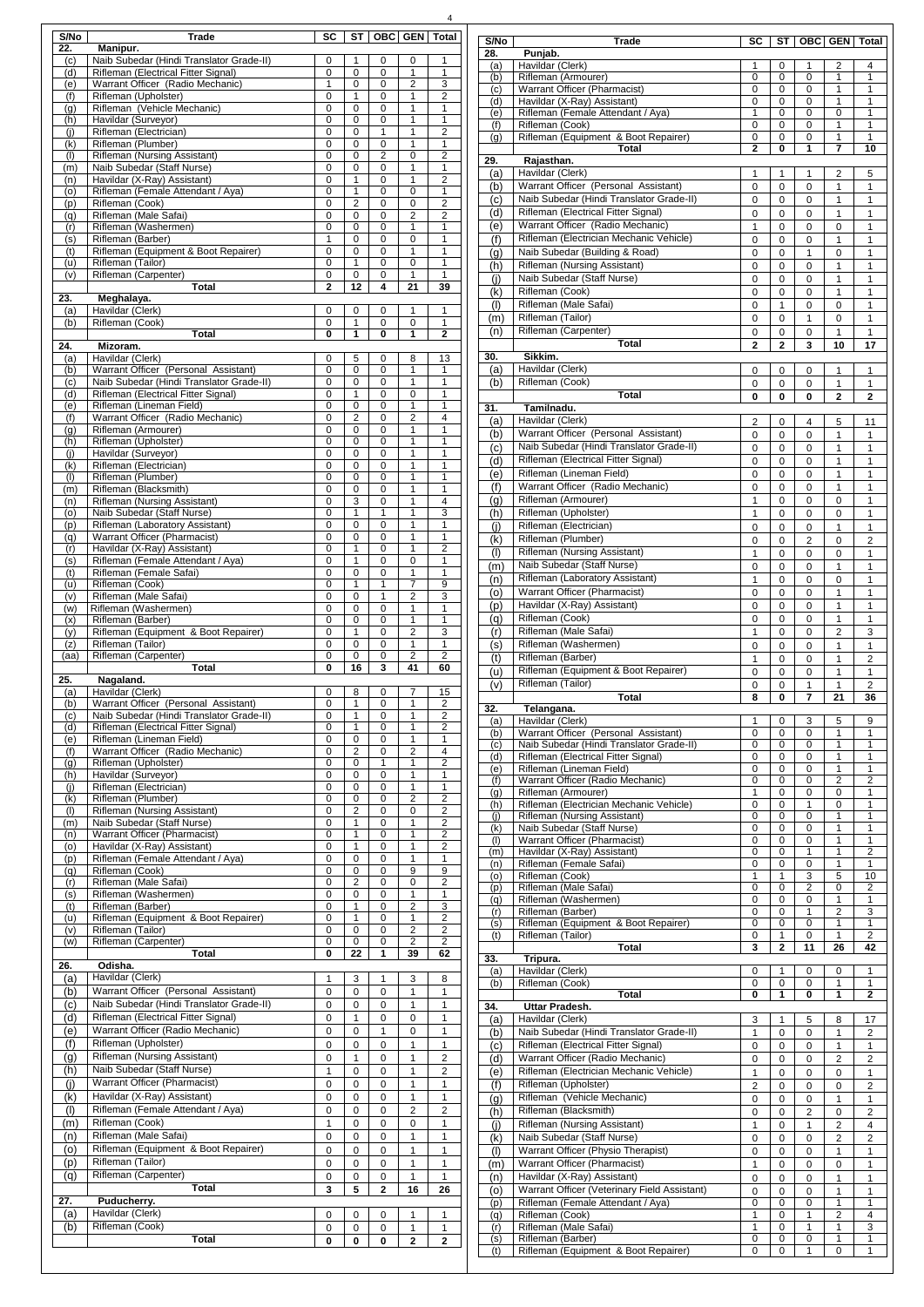| S/No | Trade | SC | ST | OBC | GEN | Total |
|---|---|---|---|---|---|---|
| 22. | Manipur. | | | | | |
| (c) | Naib Subedar (Hindi Translator Grade-II) | 0 | 1 | 0 | 0 | 1 |
| (d) | Rifleman (Electrical Fitter Signal) | 0 | 0 | 0 | 1 | 1 |
| (e) | Warrant Officer (Radio Mechanic) | 1 | 0 | 0 | 2 | 3 |
| (f) | Rifleman (Upholster) | 0 | 1 | 0 | 1 | 2 |
| (g) | Rifleman (Vehicle Mechanic) | 0 | 0 | 0 | 1 | 1 |
| (h) | Havildar (Surveyor) | 0 | 0 | 0 | 1 | 1 |
| (j) | Rifleman (Electrician) | 0 | 0 | 1 | 1 | 2 |
| (k) | Rifleman (Plumber) | 0 | 0 | 0 | 1 | 1 |
| (l) | Rifleman (Nursing Assistant) | 0 | 0 | 2 | 0 | 2 |
| (m) | Naib Subedar (Staff Nurse) | 0 | 0 | 0 | 1 | 1 |
| (n) | Havildar (X-Ray) Assistant) | 0 | 1 | 0 | 1 | 2 |
| (o) | Rifleman (Female Attendant / Aya) | 0 | 1 | 0 | 0 | 1 |
| (p) | Rifleman (Cook) | 0 | 2 | 0 | 0 | 2 |
| (q) | Rifleman (Male Safai) | 0 | 0 | 0 | 2 | 2 |
| (r) | Rifleman (Washermen) | 0 | 0 | 0 | 1 | 1 |
| (s) | Rifleman (Barber) | 1 | 0 | 0 | 0 | 1 |
| (t) | Rifleman (Equipment & Boot Repairer) | 0 | 0 | 0 | 1 | 1 |
| (u) | Rifleman (Tailor) | 0 | 1 | 0 | 0 | 1 |
| (v) | Rifleman (Carpenter) | 0 | 0 | 0 | 1 | 1 |
| | **Total** | **2** | **12** | **4** | **21** | **39** |
| 23. | Meghalaya. | | | | | |
| (a) | Havildar (Clerk) | 0 | 0 | 0 | 1 | 1 |
| (b) | Rifleman (Cook) | 0 | 1 | 0 | 0 | 1 |
| | **Total** | **0** | **1** | **0** | **1** | **2** |
| 24. | Mizoram. | | | | | |
| (a) | Havildar (Clerk) | 0 | 5 | 0 | 8 | 13 |
| (b) | Warrant Officer (Personal Assistant) | 0 | 0 | 0 | 1 | 1 |
| (c) | Naib Subedar (Hindi Translator Grade-II) | 0 | 0 | 0 | 1 | 1 |
| (d) | Rifleman (Electrical Fitter Signal) | 0 | 1 | 0 | 0 | 1 |
| (e) | Rifleman (Lineman Field) | 0 | 0 | 0 | 1 | 1 |
| (f) | Warrant Officer (Radio Mechanic) | 0 | 2 | 0 | 2 | 4 |
| (g) | Rifleman (Armourer) | 0 | 0 | 0 | 1 | 1 |
| (h) | Rifleman (Upholster) | 0 | 0 | 0 | 1 | 1 |
| (j) | Havildar (Surveyor) | 0 | 0 | 0 | 1 | 1 |
| (k) | Rifleman (Electrician) | 0 | 0 | 0 | 1 | 1 |
| (l) | Rifleman (Plumber) | 0 | 0 | 0 | 1 | 1 |
| (m) | Rifleman (Blacksmith) | 0 | 0 | 0 | 1 | 1 |
| (n) | Rifleman (Nursing Assistant) | 0 | 3 | 0 | 1 | 4 |
| (o) | Naib Subedar (Staff Nurse) | 0 | 1 | 1 | 1 | 3 |
| (p) | Rifleman (Laboratory Assistant) | 0 | 0 | 0 | 1 | 1 |
| (q) | Warrant Officer (Pharmacist) | 0 | 0 | 0 | 1 | 1 |
| (r) | Havildar (X-Ray) Assistant) | 0 | 1 | 0 | 1 | 2 |
| (s) | Rifleman (Female Attendant / Aya) | 0 | 1 | 0 | 0 | 1 |
| (t) | Rifleman (Female Safai) | 0 | 0 | 0 | 1 | 1 |
| (u) | Rifleman (Cook) | 0 | 1 | 1 | 7 | 9 |
| (v) | Rifleman (Male Safai) | 0 | 0 | 1 | 2 | 3 |
| (w) | Rifleman (Washermen) | 0 | 0 | 0 | 1 | 1 |
| (x) | Rifleman (Barber) | 0 | 0 | 0 | 1 | 1 |
| (y) | Rifleman (Equipment & Boot Repairer) | 0 | 1 | 0 | 2 | 3 |
| (z) | Rifleman (Tailor) | 0 | 0 | 0 | 1 | 1 |
| (aa) | Rifleman (Carpenter) | 0 | 0 | 0 | 2 | 2 |
| | **Total** | **0** | **16** | **3** | **41** | **60** |
| 25. | Nagaland. | | | | | |
| (a) | Havildar (Clerk) | 0 | 8 | 0 | 7 | 15 |
| (b) | Warrant Officer (Personal Assistant) | 0 | 1 | 0 | 1 | 2 |
| (c) | Naib Subedar (Hindi Translator Grade-II) | 0 | 1 | 0 | 1 | 2 |
| (d) | Rifleman (Electrical Fitter Signal) | 0 | 1 | 0 | 1 | 2 |
| (e) | Rifleman (Lineman Field) | 0 | 0 | 0 | 1 | 1 |
| (f) | Warrant Officer (Radio Mechanic) | 0 | 2 | 0 | 2 | 4 |
| (g) | Rifleman (Upholster) | 0 | 0 | 1 | 1 | 2 |
| (h) | Havildar (Surveyor) | 0 | 0 | 0 | 1 | 1 |
| (j) | Rifleman (Electrician) | 0 | 0 | 0 | 1 | 1 |
| (k) | Rifleman (Plumber) | 0 | 0 | 0 | 2 | 2 |
| (l) | Rifleman (Nursing Assistant) | 0 | 2 | 0 | 0 | 2 |
| (m) | Naib Subedar (Staff Nurse) | 0 | 1 | 0 | 1 | 2 |
| (n) | Warrant Officer (Pharmacist) | 0 | 1 | 0 | 1 | 2 |
| (o) | Havildar (X-Ray) Assistant) | 0 | 1 | 0 | 1 | 2 |
| (p) | Rifleman (Female Attendant / Aya) | 0 | 0 | 0 | 1 | 1 |
| (q) | Rifleman (Cook) | 0 | 0 | 0 | 9 | 9 |
| (r) | Rifleman (Male Safai) | 0 | 2 | 0 | 0 | 2 |
| (s) | Rifleman (Washermen) | 0 | 0 | 0 | 1 | 1 |
| (t) | Rifleman (Barber) | 0 | 1 | 0 | 2 | 3 |
| (u) | Rifleman (Equipment & Boot Repairer) | 0 | 1 | 0 | 1 | 2 |
| (v) | Rifleman (Tailor) | 0 | 0 | 0 | 2 | 2 |
| (w) | Rifleman (Carpenter) | 0 | 0 | 0 | 2 | 2 |
| | **Total** | **0** | **22** | **1** | **39** | **62** |
| 26. | Odisha. | | | | | |
| (a) | Havildar (Clerk) | 1 | 3 | 1 | 3 | 8 |
| (b) | Warrant Officer (Personal Assistant) | 0 | 0 | 0 | 1 | 1 |
| (c) | Naib Subedar (Hindi Translator Grade-II) | 0 | 0 | 0 | 1 | 1 |
| (d) | Rifleman (Electrical Fitter Signal) | 0 | 1 | 0 | 0 | 1 |
| (e) | Warrant Officer (Radio Mechanic) | 0 | 0 | 1 | 0 | 1 |
| (f) | Rifleman (Upholster) | 0 | 0 | 0 | 1 | 1 |
| (g) | Rifleman (Nursing Assistant) | 0 | 1 | 0 | 1 | 2 |
| (h) | Naib Subedar (Staff Nurse) | 1 | 0 | 0 | 1 | 2 |
| (j) | Warrant Officer (Pharmacist) | 0 | 0 | 0 | 1 | 1 |
| (k) | Havildar (X-Ray) Assistant) | 0 | 0 | 0 | 1 | 1 |
| (l) | Rifleman (Female Attendant / Aya) | 0 | 0 | 0 | 2 | 2 |
| (m) | Rifleman (Cook) | 1 | 0 | 0 | 0 | 1 |
| (n) | Rifleman (Male Safai) | 0 | 0 | 0 | 1 | 1 |
| (o) | Rifleman (Equipment & Boot Repairer) | 0 | 0 | 0 | 1 | 1 |
| (p) | Rifleman (Tailor) | 0 | 0 | 0 | 1 | 1 |
| (q) | Rifleman (Carpenter) | 0 | 0 | 0 | 1 | 1 |
| | **Total** | **3** | **5** | **2** | **16** | **26** |
| 27. | Puducherry. | | | | | |
| (a) | Havildar (Clerk) | 0 | 0 | 0 | 1 | 1 |
| (b) | Rifleman (Cook) | 0 | 0 | 0 | 1 | 1 |
| | **Total** | **0** | **0** | **0** | **2** | **2** |
| 28. | Punjab. | | | | | |
| (a) | Havildar (Clerk) | 1 | 0 | 1 | 2 | 4 |
| (b) | Rifleman (Armourer) | 0 | 0 | 0 | 1 | 1 |
| (c) | Warrant Officer (Pharmacist) | 0 | 0 | 0 | 1 | 1 |
| (d) | Havildar (X-Ray) Assistant) | 0 | 0 | 0 | 1 | 1 |
| (e) | Rifleman (Female Attendant / Aya) | 1 | 0 | 0 | 0 | 1 |
| (f) | Rifleman (Cook) | 0 | 0 | 0 | 1 | 1 |
| (g) | Rifleman (Equipment & Boot Repairer) | 0 | 0 | 0 | 1 | 1 |
| | **Total** | **2** | **0** | **1** | **7** | **10** |
| 29. | Rajasthan. | | | | | |
| (a) | Havildar (Clerk) | 1 | 1 | 1 | 2 | 5 |
| (b) | Warrant Officer (Personal Assistant) | 0 | 0 | 0 | 1 | 1 |
| (c) | Naib Subedar (Hindi Translator Grade-II) | 0 | 0 | 0 | 1 | 1 |
| (d) | Rifleman (Electrical Fitter Signal) | 0 | 0 | 0 | 1 | 1 |
| (e) | Warrant Officer (Radio Mechanic) | 1 | 0 | 0 | 0 | 1 |
| (f) | Rifleman (Electrician Mechanic Vehicle) | 0 | 0 | 0 | 1 | 1 |
| (g) | Naib Subedar (Building & Road) | 0 | 0 | 1 | 0 | 1 |
| (h) | Rifleman (Nursing Assistant) | 0 | 0 | 0 | 1 | 1 |
| (j) | Naib Subedar (Staff Nurse) | 0 | 0 | 0 | 1 | 1 |
| (k) | Rifleman (Cook) | 0 | 0 | 0 | 1 | 1 |
| (l) | Rifleman (Male Safai) | 0 | 1 | 0 | 0 | 1 |
| (m) | Rifleman (Tailor) | 0 | 0 | 1 | 0 | 1 |
| (n) | Rifleman (Carpenter) | 0 | 0 | 0 | 1 | 1 |
| | **Total** | **2** | **2** | **3** | **10** | **17** |
| 30. | Sikkim. | | | | | |
| (a) | Havildar (Clerk) | 0 | 0 | 0 | 1 | 1 |
| (b) | Rifleman (Cook) | 0 | 0 | 0 | 1 | 1 |
| | **Total** | **0** | **0** | **0** | **2** | **2** |
| 31. | Tamilnadu. | | | | | |
| (a) | Havildar (Clerk) | 2 | 0 | 4 | 5 | 11 |
| (b) | Warrant Officer (Personal Assistant) | 0 | 0 | 0 | 1 | 1 |
| (c) | Naib Subedar (Hindi Translator Grade-II) | 0 | 0 | 0 | 1 | 1 |
| (d) | Rifleman (Electrical Fitter Signal) | 0 | 0 | 0 | 1 | 1 |
| (e) | Rifleman (Lineman Field) | 0 | 0 | 0 | 1 | 1 |
| (f) | Warrant Officer (Radio Mechanic) | 0 | 0 | 0 | 1 | 1 |
| (g) | Rifleman (Armourer) | 1 | 0 | 0 | 0 | 1 |
| (h) | Rifleman (Upholster) | 1 | 0 | 0 | 0 | 1 |
| (j) | Rifleman (Electrician) | 0 | 0 | 0 | 1 | 1 |
| (k) | Rifleman (Plumber) | 0 | 0 | 2 | 0 | 2 |
| (l) | Rifleman (Nursing Assistant) | 1 | 0 | 0 | 0 | 1 |
| (m) | Naib Subedar (Staff Nurse) | 0 | 0 | 0 | 1 | 1 |
| (n) | Rifleman (Laboratory Assistant) | 1 | 0 | 0 | 0 | 1 |
| (o) | Warrant Officer (Pharmacist) | 0 | 0 | 0 | 1 | 1 |
| (p) | Havildar (X-Ray) Assistant) | 0 | 0 | 0 | 1 | 1 |
| (q) | Rifleman (Cook) | 0 | 0 | 0 | 1 | 1 |
| (r) | Rifleman (Male Safai) | 1 | 0 | 0 | 2 | 3 |
| (s) | Rifleman (Washermen) | 0 | 0 | 0 | 1 | 1 |
| (t) | Rifleman (Barber) | 1 | 0 | 0 | 1 | 2 |
| (u) | Rifleman (Equipment & Boot Repairer) | 0 | 0 | 0 | 1 | 1 |
| (v) | Rifleman (Tailor) | 0 | 0 | 1 | 1 | 2 |
| | **Total** | **8** | **0** | **7** | **21** | **36** |
| 32. | Telangana. | | | | | |
| (a) | Havildar (Clerk) | 1 | 0 | 3 | 5 | 9 |
| (b) | Warrant Officer (Personal Assistant) | 0 | 0 | 0 | 1 | 1 |
| (c) | Naib Subedar (Hindi Translator Grade-II) | 0 | 0 | 0 | 1 | 1 |
| (d) | Rifleman (Electrical Fitter Signal) | 0 | 0 | 0 | 1 | 1 |
| (e) | Rifleman (Lineman Field) | 0 | 0 | 0 | 1 | 1 |
| (f) | Warrant Officer (Radio Mechanic) | 0 | 0 | 0 | 2 | 2 |
| (g) | Rifleman (Armourer) | 1 | 0 | 0 | 0 | 1 |
| (h) | Rifleman (Electrician Mechanic Vehicle) | 0 | 0 | 1 | 0 | 1 |
| (j) | Rifleman (Nursing Assistant) | 0 | 0 | 0 | 1 | 1 |
| (k) | Naib Subedar (Staff Nurse) | 0 | 0 | 0 | 1 | 1 |
| (l) | Warrant Officer (Pharmacist) | 0 | 0 | 0 | 1 | 1 |
| (m) | Havildar (X-Ray) Assistant) | 0 | 0 | 1 | 1 | 2 |
| (n) | Rifleman (Female Safai) | 0 | 0 | 0 | 1 | 1 |
| (o) | Rifleman (Cook) | 1 | 1 | 3 | 5 | 10 |
| (p) | Rifleman (Male Safai) | 0 | 0 | 2 | 0 | 2 |
| (q) | Rifleman (Washermen) | 0 | 0 | 0 | 1 | 1 |
| (r) | Rifleman (Barber) | 0 | 0 | 1 | 2 | 3 |
| (s) | Rifleman (Equipment & Boot Repairer) | 0 | 0 | 0 | 1 | 1 |
| (t) | Rifleman (Tailor) | 0 | 1 | 0 | 1 | 2 |
| | **Total** | **3** | **2** | **11** | **26** | **42** |
| 33. | Tripura. | | | | | |
| (a) | Havildar (Clerk) | 0 | 1 | 0 | 0 | 1 |
| (b) | Rifleman (Cook) | 0 | 0 | 0 | 1 | 1 |
| | **Total** | **0** | **1** | **0** | **1** | **2** |
| 34. | Uttar Pradesh. | | | | | |
| (a) | Havildar (Clerk) | 3 | 1 | 5 | 8 | 17 |
| (b) | Naib Subedar (Hindi Translator Grade-II) | 1 | 0 | 0 | 1 | 2 |
| (c) | Rifleman (Electrical Fitter Signal) | 0 | 0 | 0 | 1 | 1 |
| (d) | Warrant Officer (Radio Mechanic) | 0 | 0 | 0 | 2 | 2 |
| (e) | Rifleman (Electrician Mechanic Vehicle) | 1 | 0 | 0 | 0 | 1 |
| (f) | Rifleman (Upholster) | 2 | 0 | 0 | 0 | 2 |
| (g) | Rifleman (Vehicle Mechanic) | 0 | 0 | 0 | 1 | 1 |
| (h) | Rifleman (Blacksmith) | 0 | 0 | 2 | 0 | 2 |
| (j) | Rifleman (Nursing Assistant) | 1 | 0 | 1 | 2 | 4 |
| (k) | Naib Subedar (Staff Nurse) | 0 | 0 | 0 | 2 | 2 |
| (l) | Warrant Officer (Physio Therapist) | 0 | 0 | 0 | 1 | 1 |
| (m) | Warrant Officer (Pharmacist) | 1 | 0 | 0 | 0 | 1 |
| (n) | Havildar (X-Ray) Assistant) | 0 | 0 | 0 | 1 | 1 |
| (o) | Warrant Officer (Veterinary Field Assistant) | 0 | 0 | 0 | 1 | 1 |
| (p) | Rifleman (Female Attendant / Aya) | 0 | 0 | 0 | 1 | 1 |
| (q) | Rifleman (Cook) | 1 | 0 | 1 | 2 | 4 |
| (r) | Rifleman (Male Safai) | 1 | 0 | 1 | 1 | 3 |
| (s) | Rifleman (Barber) | 0 | 0 | 0 | 1 | 1 |
| (t) | Rifleman (Equipment & Boot Repairer) | 0 | 0 | 1 | 0 | 1 |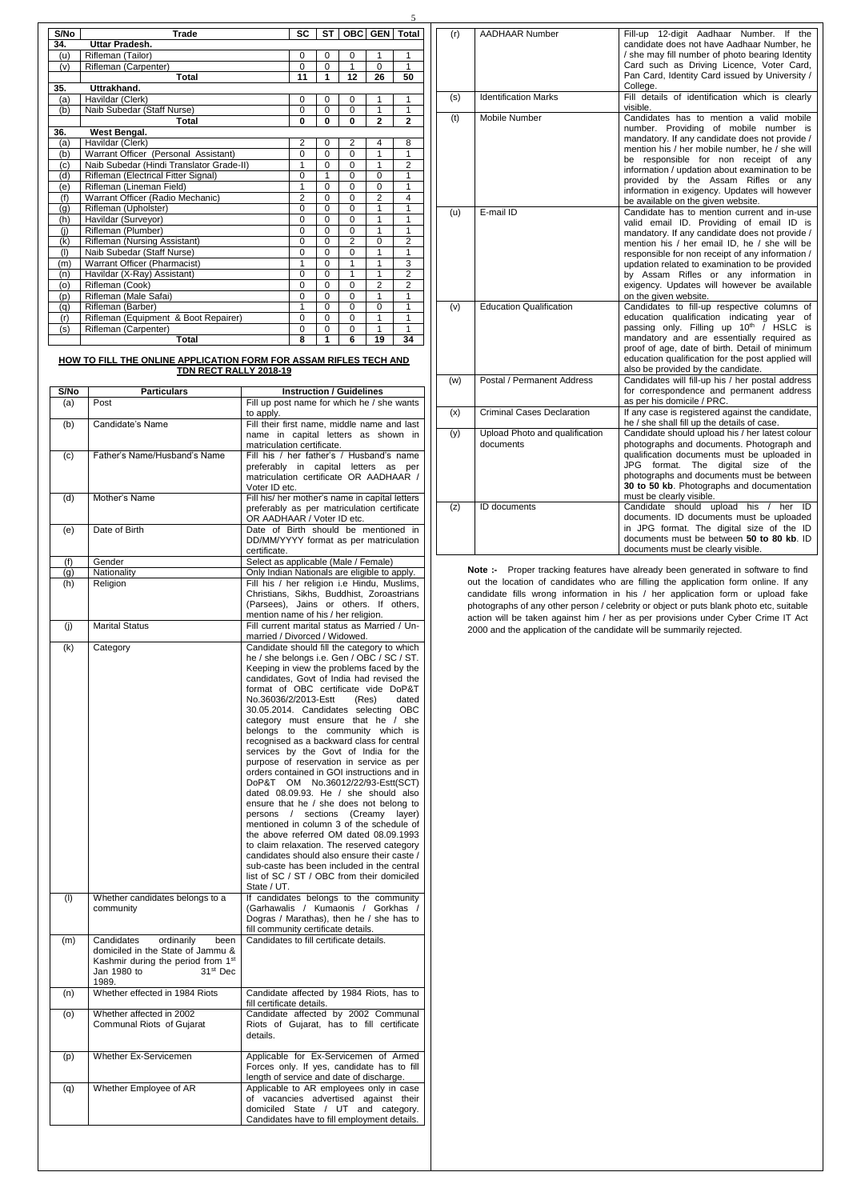| S/No | Trade | SC | ST | OBC | GEN | Total |
|---|---|---|---|---|---|---|
| 34. | **Uttar Pradesh.** | | | | | |
| (u) | Rifleman (Tailor) | 0 | 0 | 0 | 1 | 1 |
| (v) | Rifleman (Carpenter) | 0 | 0 | 1 | 0 | 1 |
| | **Total** | **11** | **1** | **12** | **26** | **50** |
| 35. | **Uttrakhand.** | | | | | |
| (a) | Havildar (Clerk) | 0 | 0 | 0 | 1 | 1 |
| (b) | Naib Subedar (Staff Nurse) | 0 | 0 | 0 | 1 | 1 |
| | **Total** | **0** | **0** | **0** | **2** | **2** |
| 36. | **West Bengal.** | | | | | |
| (a) | Havildar (Clerk) | 2 | 0 | 2 | 4 | 8 |
| (b) | Warrant Officer (Personal Assistant) | 0 | 0 | 0 | 1 | 1 |
| (c) | Naib Subedar (Hindi Translator Grade-II) | 1 | 0 | 0 | 1 | 2 |
| (d) | Rifleman (Electrical Fitter Signal) | 0 | 1 | 0 | 0 | 1 |
| (e) | Rifleman (Lineman Field) | 1 | 0 | 0 | 0 | 1 |
| (f) | Warrant Officer (Radio Mechanic) | 2 | 0 | 0 | 2 | 4 |
| (g) | Rifleman (Upholster) | 0 | 0 | 0 | 1 | 1 |
| (h) | Havildar (Surveyor) | 0 | 0 | 0 | 1 | 1 |
| (j) | Rifleman (Plumber) | 0 | 0 | 0 | 1 | 1 |
| (k) | Rifleman (Nursing Assistant) | 0 | 0 | 2 | 0 | 2 |
| (l) | Naib Subedar (Staff Nurse) | 0 | 0 | 0 | 1 | 1 |
| (m) | Warrant Officer (Pharmacist) | 1 | 0 | 1 | 1 | 3 |
| (n) | Havildar (X-Ray) Assistant) | 0 | 0 | 1 | 1 | 2 |
| (o) | Rifleman (Cook) | 0 | 0 | 0 | 2 | 2 |
| (p) | Rifleman (Male Safai) | 0 | 0 | 0 | 1 | 1 |
| (q) | Rifleman (Barber) | 1 | 0 | 0 | 0 | 1 |
| (r) | Rifleman (Equipment & Boot Repairer) | 0 | 0 | 0 | 1 | 1 |
| (s) | Rifleman (Carpenter) | 0 | 0 | 0 | 1 | 1 |
| | **Total** | **8** | **1** | **6** | **19** | **34** |

**HOW TO FILL THE ONLINE APPLICATION FORM FOR ASSAM RIFLES TECH AND TDN RECT RALLY 2018-19**

| S/No | Particulars | Instruction / Guidelines |
|---|---|---|
| (a) | Post | Fill up post name for which he / she wants to apply. |
| (b) | Candidate's Name | Fill their first name, middle name and last name in capital letters as shown in matriculation certificate. |
| (c) | Father's Name/Husband's Name | Fill his / her father's / Husband's name preferably in capital letters as per matriculation certificate OR AADHAAR / Voter ID etc. |
| (d) | Mother's Name | Fill his/ her mother's name in capital letters preferably as per matriculation certificate OR AADHAAR / Voter ID etc. |
| (e) | Date of Birth | Date of Birth should be mentioned in DD/MM/YYYY format as per matriculation certificate. |
| (f) | Gender | Select as applicable (Male / Female) |
| (g) | Nationality | Only Indian Nationals are eligible to apply. |
| (h) | Religion | Fill his / her religion i.e Hindu, Muslims, Christians, Sikhs, Buddhist, Zoroastrians (Parsees), Jains or others. If others, mention name of his / her religion. |
| (j) | Marital Status | Fill current marital status as Married / Un-married / Divorced / Widowed. |
| (k) | Category | Candidate should fill the category to which he / she belongs i.e. Gen / OBC / SC / ST. Keeping in view the problems faced by the candidates, Govt of India had revised the format of OBC certificate vide DoP&T No.36036/2/2013-Estt (Res) dated 30.05.2014. Candidates selecting OBC category must ensure that he / she belongs to the community which is recognised as a backward class for central services by the Govt of India for the purpose of reservation in service as per orders contained in GOI instructions and in DoP&T OM No.36012/22/93-Estt(SCT) dated 08.09.93. He / she should also ensure that he / she does not belong to persons / sections (Creamy layer) mentioned in column 3 of the schedule of the above referred OM dated 08.09.1993 to claim relaxation. The reserved category candidates should also ensure their caste / sub-caste has been included in the central list of SC / ST / OBC from their domiciled State / UT. |
| (l) | Whether candidates belongs to a community | If candidates belongs to the community (Garhawalis / Kumaonis / Gorkhas / Dogras / Marathas), then he / she has to fill community certificate details. |
| (m) | Candidates ordinarily been domiciled in the State of Jammu & Kashmir during the period from 1st Jan 1980 to 31st Dec 1989. | Candidates to fill certificate details. |
| (n) | Whether effected in 1984 Riots | Candidate affected by 1984 Riots, has to fill certificate details. |
| (o) | Whether affected in 2002 Communal Riots of Gujarat | Candidate affected by 2002 Communal Riots of Gujarat, has to fill certificate details. |
| (p) | Whether Ex-Servicemen | Applicable for Ex-Servicemen of Armed Forces only. If yes, candidate has to fill length of service and date of discharge. |
| (q) | Whether Employee of AR | Applicable to AR employees only in case of vacancies advertised against their domiciled State / UT and category. Candidates have to fill employment details. |
| (r) | AADHAAR Number | Fill-up 12-digit Aadhaar Number. If the candidate does not have Aadhaar Number, he / she may fill number of photo bearing Identity Card such as Driving Licence, Voter Card, Pan Card, Identity Card issued by University / College. |
| (s) | Identification Marks | Fill details of identification which is clearly visible. |
| (t) | Mobile Number | Candidates has to mention a valid mobile number. Providing of mobile number is mandatory. If any candidate does not provide / mention his / her mobile number, he / she will be responsible for non receipt of any information / updation about examination to be provided by the Assam Rifles or any information in exigency. Updates will however be available on the given website. |
| (u) | E-mail ID | Candidate has to mention current and in-use valid email ID. Providing of email ID is mandatory. If any candidate does not provide / mention his / her email ID, he / she will be responsible for non receipt of any information / updation related to examination to be provided by Assam Rifles or any information in exigency. Updates will however be available on the given website. |
| (v) | Education Qualification | Candidates to fill-up respective columns of education qualification indicating year of passing only. Filling up 10th / HSLC is mandatory and are essentially required as proof of age, date of birth. Detail of minimum education qualification for the post applied will also be provided by the candidate. |
| (w) | Postal / Permanent Address | Candidates will fill-up his / her postal address for correspondence and permanent address as per his domicile / PRC. |
| (x) | Criminal Cases Declaration | If any case is registered against the candidate, he / she shall fill up the details of case. |
| (y) | Upload Photo and qualification documents | Candidate should upload his / her latest colour photographs and documents. Photograph and qualification documents must be uploaded in JPG format. The digital size of the photographs and documents must be between **30 to 50 kb**. Photographs and documentation must be clearly visible. |
| (z) | ID documents | Candidate should upload his / her ID documents. ID documents must be uploaded in JPG format. The digital size of the ID documents must be between **50 to 80 kb**. ID documents must be clearly visible. |

**Note :-** Proper tracking features have already been generated in software to find out the location of candidates who are filling the application form online. If any candidate fills wrong information in his / her application form or upload fake photographs of any other person / celebrity or object or puts blank photo etc, suitable action will be taken against him / her as per provisions under Cyber Crime IT Act 2000 and the application of the candidate will be summarily rejected.